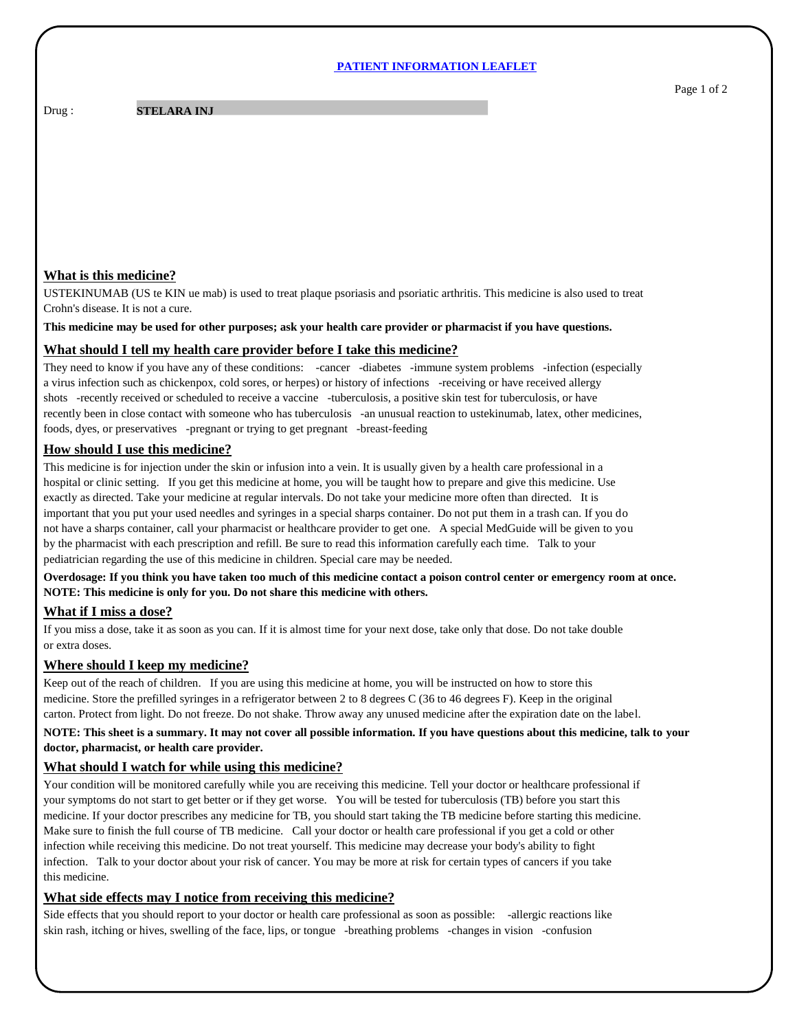## PATIENT INFORMATION LEAFLET

Drug : **STELARA INJ**

## What is this medicine?

USTEKINUMAB (US te KIN ue mab) is used to treat plaque psoriasis and psoriatic arthritis. This medicine is also used to treat Crohn's disease. It is not a cure.

**This medicine may be used for other purposes; ask your health care provider or pharmacist if you have questions.**

## What should I tell my health care provider before I take this medicine?

They need to know if you have any of these conditions: -cancer -diabetes -immune system problems -infection (especially a virus infection such as chickenpox, cold sores, or herpes) or history of infections -receiving or have received allergy shots -recently received or scheduled to receive a vaccine -tuberculosis, a positive skin test for tuberculosis, or have recently been in close contact with someone who has tuberculosis -an unusual reaction to ustekinumab, latex, other medicines, foods, dyes, or preservatives -pregnant or trying to get pregnant -breast-feeding

## How should I use this medicine?

This medicine is for injection under the skin or infusion into a vein. It is usually given by a health care professional in a hospital or clinic setting. If you get this medicine at home, you will be taught how to prepare and give this medicine. Use exactly as directed. Take your medicine at regular intervals. Do not take your medicine more often than directed. It is important that you put your used needles and syringes in a special sharps container. Do not put them in a trash can. If you do not have a sharps container, call your pharmacist or healthcare provider to get one. A special MedGuide will be given to you by the pharmacist with each prescription and refill. Be sure to read this information carefully each time. Talk to your pediatrician regarding the use of this medicine in children. Special care may be needed.

**Overdosage: If you think you have taken too much of this medicine contact a poison control center or emergency room at once. NOTE: This medicine is only for you. Do not share this medicine with others.**

## What if I miss a dose?

If you miss a dose, take it as soon as you can. If it is almost time for your next dose, take only that dose. Do not take double or extra doses.

## Where should I keep my medicine?

Keep out of the reach of children. If you are using this medicine at home, you will be instructed on how to store this medicine. Store the prefilled syringes in a refrigerator between 2 to 8 degrees C (36 to 46 degrees F). Keep in the original carton. Protect from light. Do not freeze. Do not shake. Throw away any unused medicine after the expiration date on the label.

**NOTE: This sheet is a summary. It may not cover all possible information. If you have questions about this medicine, talk to your doctor, pharmacist, or health care provider.**

## What should I watch for while using this medicine?

Your condition will be monitored carefully while you are receiving this medicine. Tell your doctor or healthcare professional if your symptoms do not start to get better or if they get worse. You will be tested for tuberculosis (TB) before you start this medicine. If your doctor prescribes any medicine for TB, you should start taking the TB medicine before starting this medicine. Make sure to finish the full course of TB medicine. Call your doctor or health care professional if you get a cold or other infection while receiving this medicine. Do not treat yourself. This medicine may decrease your body's ability to fight infection. Talk to your doctor about your risk of cancer. You may be more at risk for certain types of cancers if you take this medicine.

## What side effects may I notice from receiving this medicine?

Side effects that you should report to your doctor or health care professional as soon as possible: -allergic reactions like skin rash, itching or hives, swelling of the face, lips, or tongue -breathing problems -changes in vision -confusion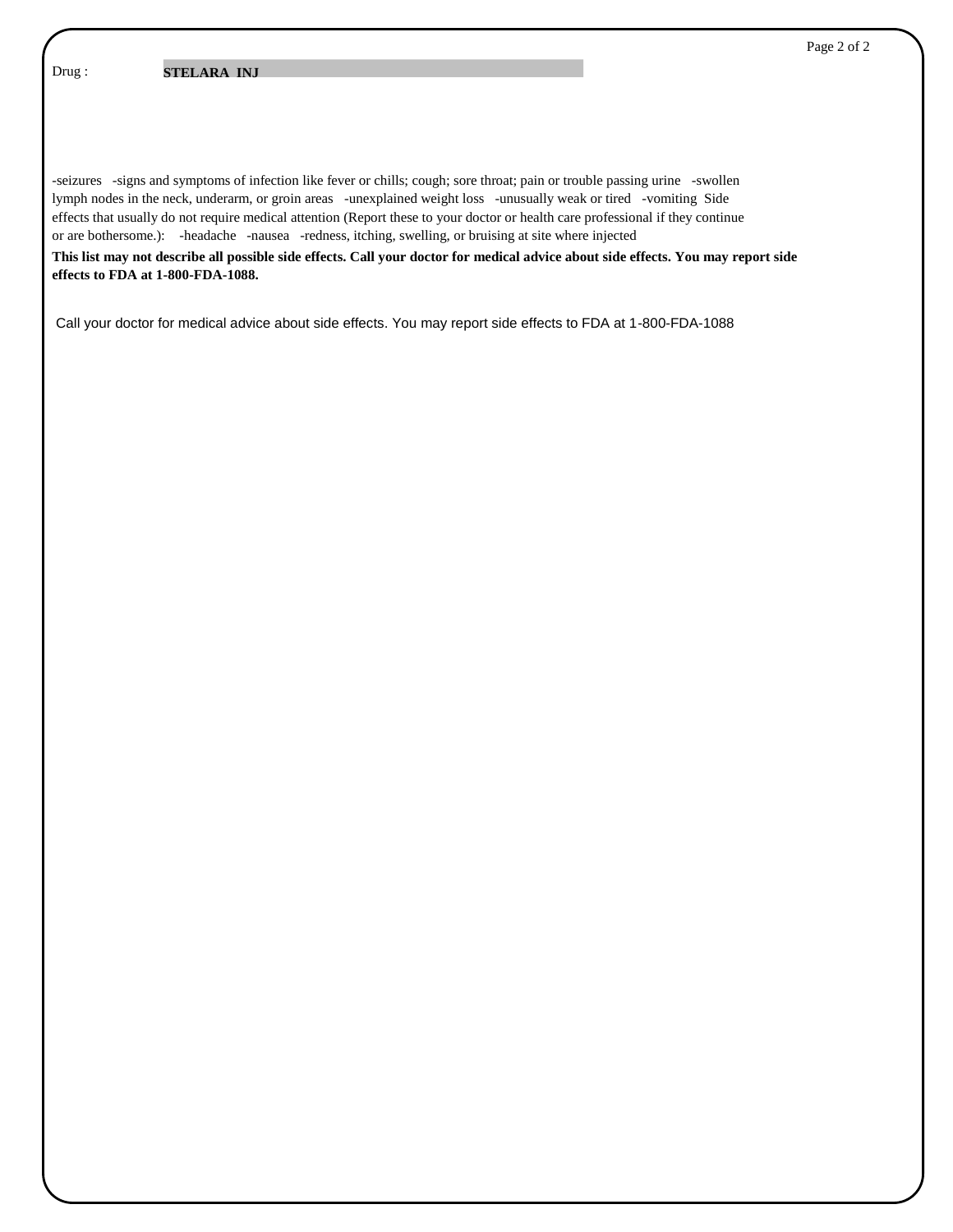Drug : **STELARA INJ**

-seizures -signs and symptoms of infection like fever or chills; cough; sore throat; pain or trouble passing urine -swollen lymph nodes in the neck, underarm, or groin areas -unexplained weight loss -unusually weak or tired -vomiting Side effects that usually do not require medical attention (Report these to your doctor or health care professional if they continue or are bothersome.): -headache -nausea -redness, itching, swelling, or bruising at site where injected

**This list may not describe all possible side effects. Call your doctor for medical advice about side effects. You may report side effects to FDA at 1-800-FDA-1088.**

Call your doctor for medical advice about side effects. You may report side effects to FDA at 1-800-FDA-1088